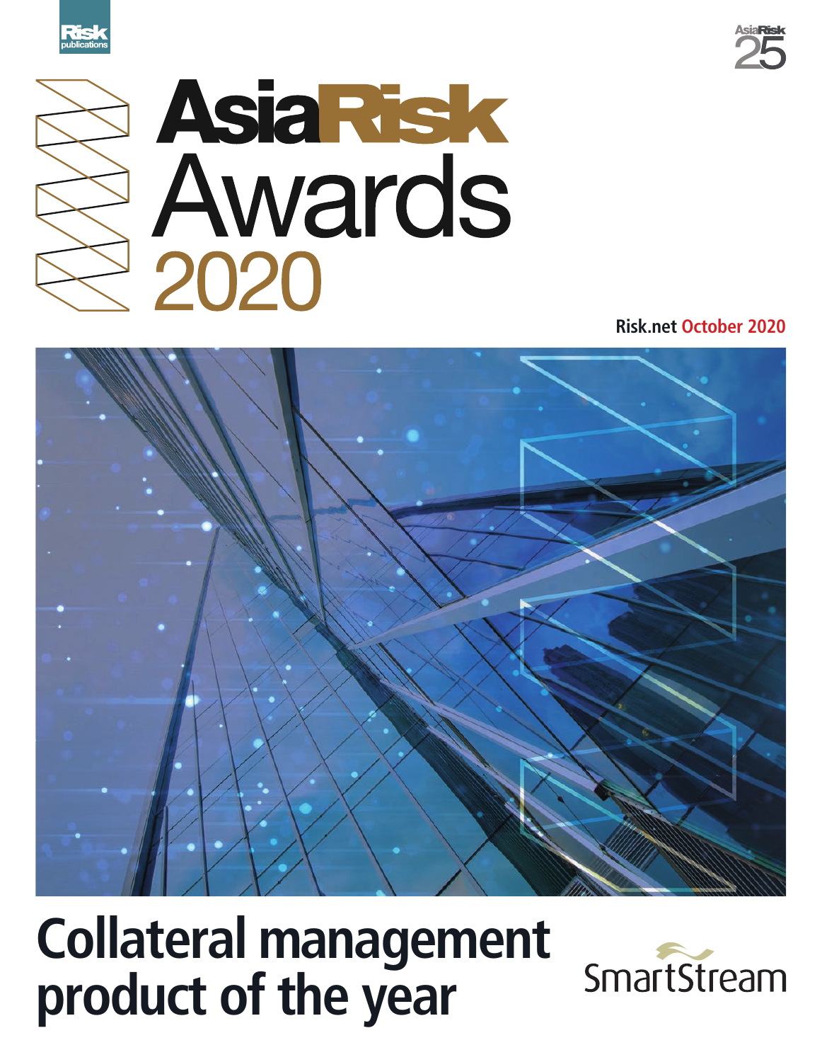Risk publications

AsiaRisk 25

# AsiaRisk Awards 2020

Risk.net October 2020

# Collateral management product of the year

SmartStream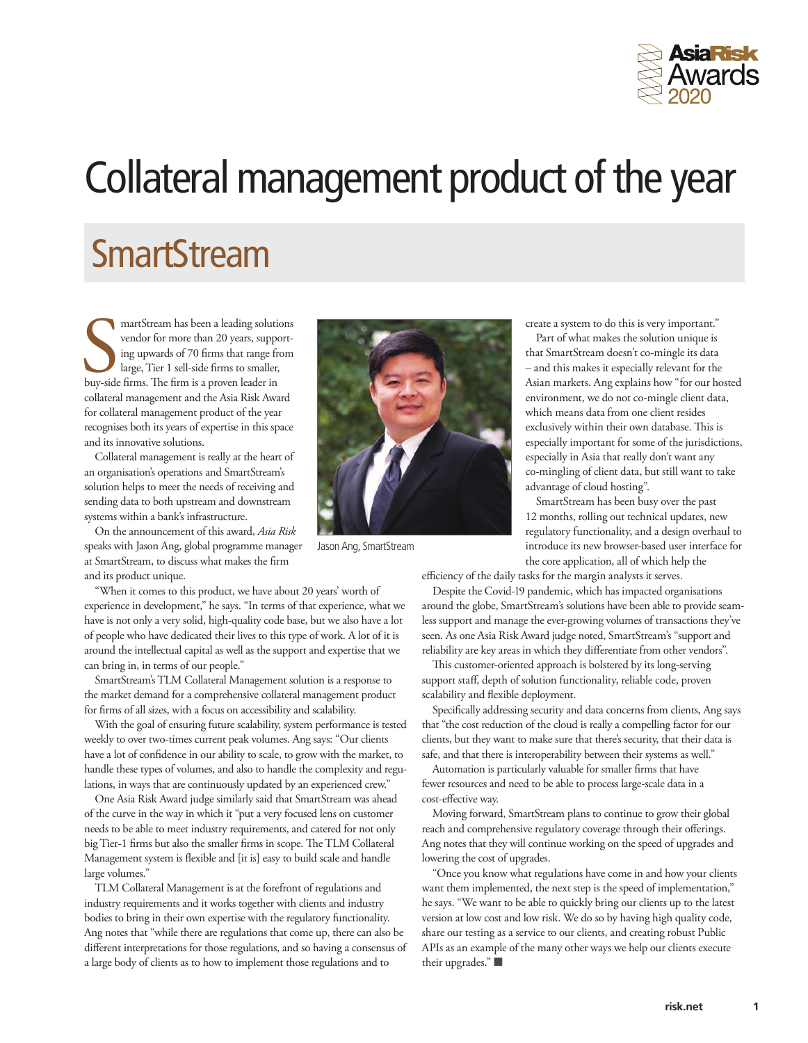# Collateral management product of the year

## SmartStream

SmartStream has been a leading solutions vendor for more than 20 years, supporting upwards of 70 firms that range from large, Tier 1 sell-side firms to smaller, buy-side firms. The firm is a proven leader in collateral management and the Asia Risk Award for collateral management product of the year recognises both its years of expertise in this space and its innovative solutions.

Collateral management is really at the heart of an organisation's operations and SmartStream's solution helps to meet the needs of receiving and sending data to both upstream and downstream systems within a bank's infrastructure.

On the announcement of this award, *Asia Risk* speaks with Jason Ang, global programme manager at SmartStream, to discuss what makes the firm and its product unique.

Jason Ang, SmartStream

"When it comes to this product, we have about 20 years' worth of experience in development," he says. "In terms of that experience, what we have is not only a very solid, high-quality code base, but we also have a lot of people who have dedicated their lives to this type of work. A lot of it is around the intellectual capital as well as the support and expertise that we can bring in, in terms of our people."

SmartStream's TLM Collateral Management solution is a response to the market demand for a comprehensive collateral management product for firms of all sizes, with a focus on accessibility and scalability.

With the goal of ensuring future scalability, system performance is tested weekly to over two-times current peak volumes. Ang says: "Our clients have a lot of confidence in our ability to scale, to grow with the market, to handle these types of volumes, and also to handle the complexity and regulations, in ways that are continuously updated by an experienced crew."

One Asia Risk Award judge similarly said that SmartStream was ahead of the curve in the way in which it "put a very focused lens on customer needs to be able to meet industry requirements, and catered for not only big Tier-1 firms but also the smaller firms in scope. The TLM Collateral Management system is flexible and [it is] easy to build scale and handle large volumes."

TLM Collateral Management is at the forefront of regulations and industry requirements and it works together with clients and industry bodies to bring in their own expertise with the regulatory functionality. Ang notes that "while there are regulations that come up, there can also be different interpretations for those regulations, and so having a consensus of a large body of clients as to how to implement those regulations and to create a system to do this is very important."

Part of what makes the solution unique is that SmartStream doesn't co-mingle its data – and this makes it especially relevant for the Asian markets. Ang explains how "for our hosted environment, we do not co-mingle client data, which means data from one client resides exclusively within their own database. This is especially important for some of the jurisdictions, especially in Asia that really don't want any co-mingling of client data, but still want to take advantage of cloud hosting".

SmartStream has been busy over the past 12 months, rolling out technical updates, new regulatory functionality, and a design overhaul to introduce its new browser-based user interface for the core application, all of which help the efficiency of the daily tasks for the margin analysts it serves.

Despite the Covid-19 pandemic, which has impacted organisations around the globe, SmartStream's solutions have been able to provide seamless support and manage the ever-growing volumes of transactions they've seen. As one Asia Risk Award judge noted, SmartStream's "support and reliability are key areas in which they differentiate from other vendors".

This customer-oriented approach is bolstered by its long-serving support staff, depth of solution functionality, reliable code, proven scalability and flexible deployment.

Specifically addressing security and data concerns from clients, Ang says that "the cost reduction of the cloud is really a compelling factor for our clients, but they want to make sure that there's security, that their data is safe, and that there is interoperability between their systems as well."

Automation is particularly valuable for smaller firms that have fewer resources and need to be able to process large-scale data in a cost-effective way.

Moving forward, SmartStream plans to continue to grow their global reach and comprehensive regulatory coverage through their offerings. Ang notes that they will continue working on the speed of upgrades and lowering the cost of upgrades.

"Once you know what regulations have come in and how your clients want them implemented, the next step is the speed of implementation," he says. "We want to be able to quickly bring our clients up to the latest version at low cost and low risk. We do so by having high quality code, share our testing as a service to our clients, and creating robust Public APIs as an example of the many other ways we help our clients execute their upgrades." ■